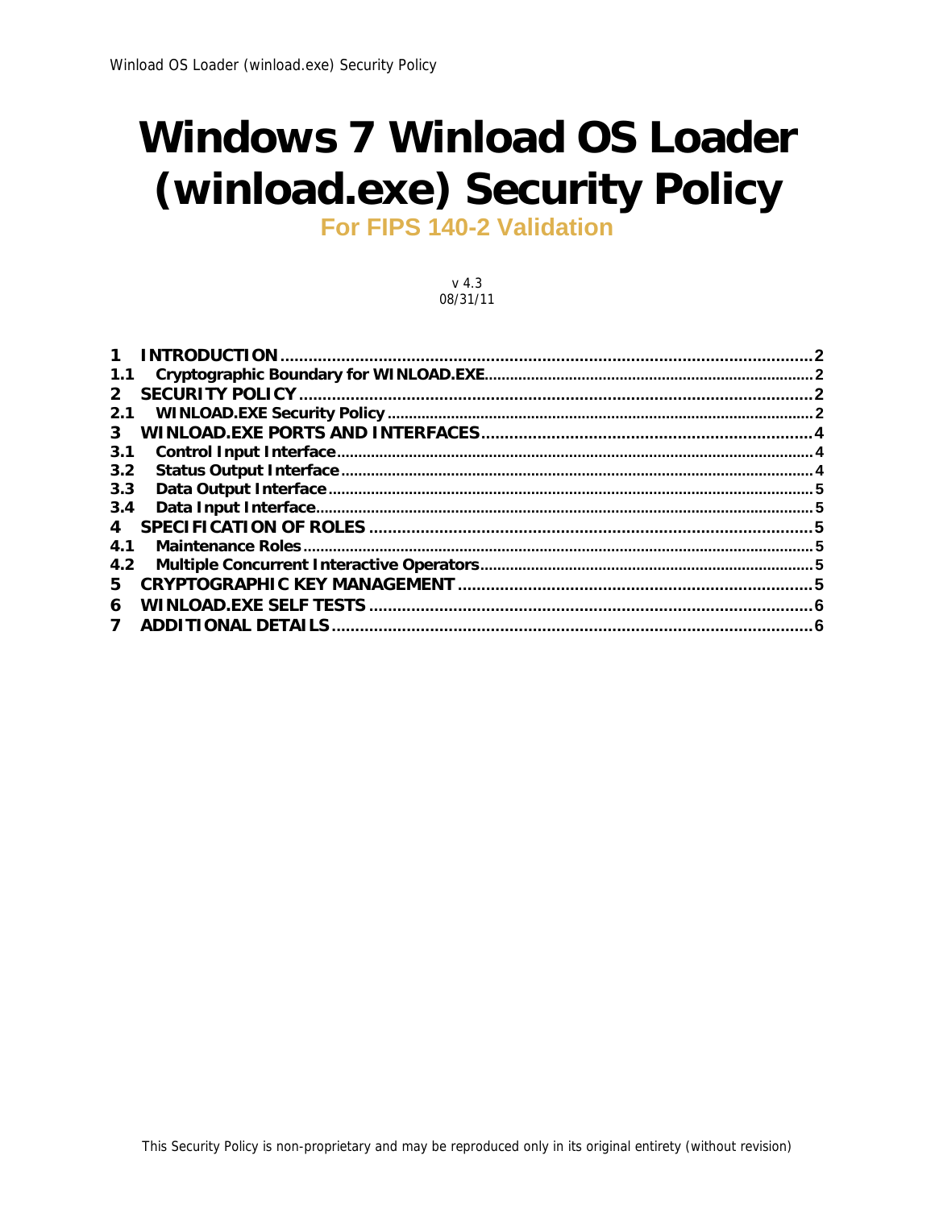# Windows 7 Winload OS Loader (winload.exe) Security Policy

**For FIPS 140-2 Validation**

v 4.3
08/31/11

| | | |
|---|---|---|
| **1** | **INTRODUCTION** | **2** |
| **1.1** | **Cryptographic Boundary for WINLOAD.EXE** | **2** |
| **2** | **SECURITY POLICY** | **2** |
| **2.1** | **WINLOAD.EXE Security Policy** | **2** |
| **3** | **WINLOAD.EXE PORTS AND INTERFACES** | **4** |
| **3.1** | **Control Input Interface** | **4** |
| **3.2** | **Status Output Interface** | **4** |
| **3.3** | **Data Output Interface** | **5** |
| **3.4** | **Data Input Interface** | **5** |
| **4** | **SPECIFICATION OF ROLES** | **5** |
| **4.1** | **Maintenance Roles** | **5** |
| **4.2** | **Multiple Concurrent Interactive Operators** | **5** |
| **5** | **CRYPTOGRAPHIC KEY MANAGEMENT** | **5** |
| **6** | **WINLOAD.EXE SELF TESTS** | **6** |
| **7** | **ADDITIONAL DETAILS** | **6** |

This Security Policy is non-proprietary and may be reproduced only in its original entirety (without revision)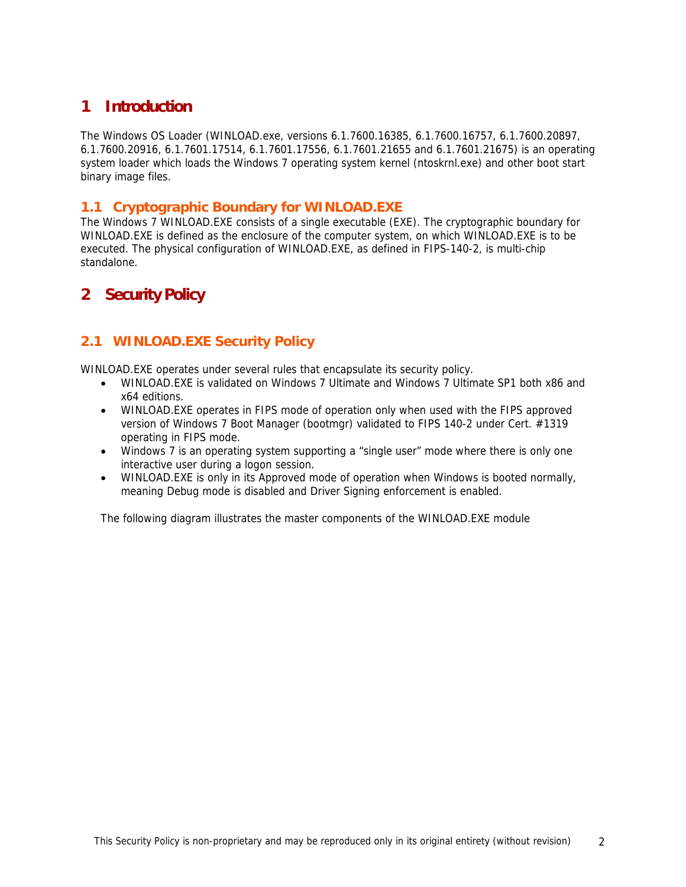# 1 Introduction

The Windows OS Loader (WINLOAD.exe, versions 6.1.7600.16385, 6.1.7600.16757, 6.1.7600.20897, 6.1.7600.20916, 6.1.7601.17514, 6.1.7601.17556, 6.1.7601.21655 and 6.1.7601.21675) is an operating system loader which loads the Windows 7 operating system kernel (ntoskrnl.exe) and other boot start binary image files.

## 1.1 Cryptographic Boundary for WINLOAD.EXE

The Windows 7 WINLOAD.EXE consists of a single executable (EXE). The cryptographic boundary for WINLOAD.EXE is defined as the enclosure of the computer system, on which WINLOAD.EXE is to be executed. The physical configuration of WINLOAD.EXE, as defined in FIPS-140-2, is multi-chip standalone.

# 2 Security Policy

## 2.1 WINLOAD.EXE Security Policy

WINLOAD.EXE operates under several rules that encapsulate its security policy.

- WINLOAD.EXE is validated on Windows 7 Ultimate and Windows 7 Ultimate SP1 both x86 and x64 editions.
- WINLOAD.EXE operates in FIPS mode of operation only when used with the FIPS approved version of Windows 7 Boot Manager (bootmgr) validated to FIPS 140-2 under Cert. #1319 operating in FIPS mode.
- Windows 7 is an operating system supporting a "single user" mode where there is only one interactive user during a logon session.
- WINLOAD.EXE is only in its Approved mode of operation when Windows is booted normally, meaning Debug mode is disabled and Driver Signing enforcement is enabled.

The following diagram illustrates the master components of the WINLOAD.EXE module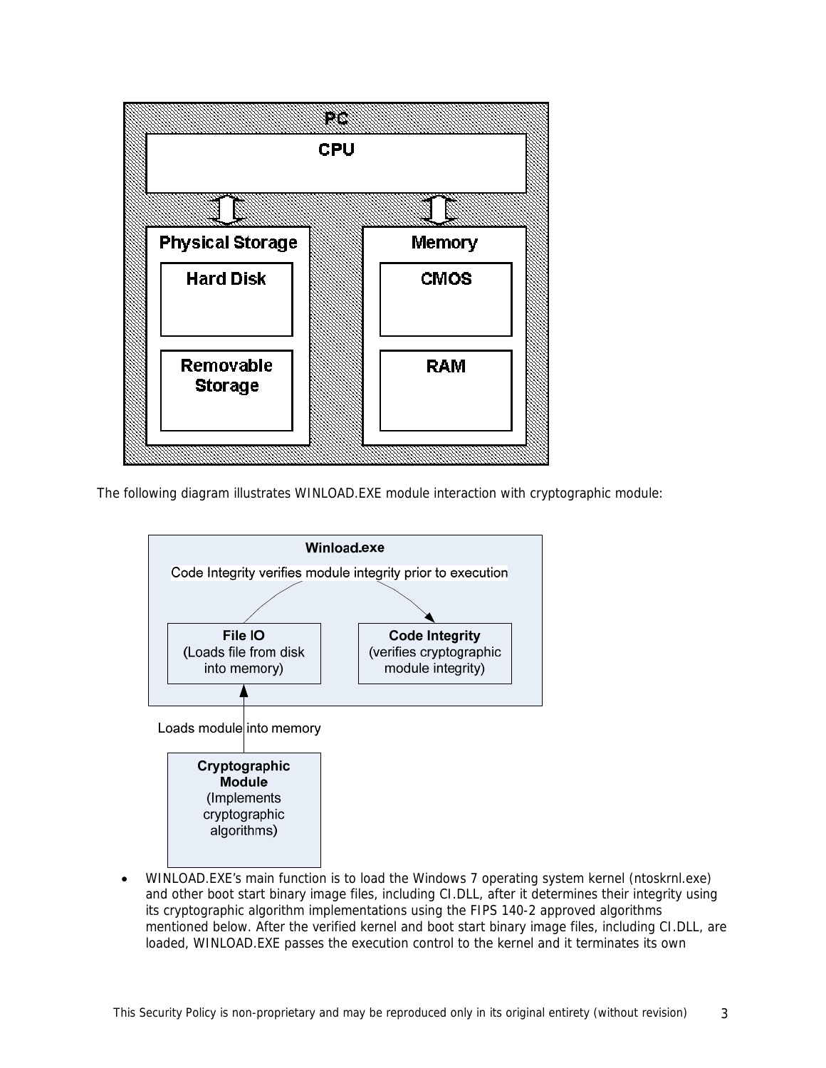The following diagram illustrates WINLOAD.EXE module interaction with cryptographic module:

- WINLOAD.EXE's main function is to load the Windows 7 operating system kernel (ntoskrnl.exe) and other boot start binary image files, including CI.DLL, after it determines their integrity using its cryptographic algorithm implementations using the FIPS 140-2 approved algorithms mentioned below. After the verified kernel and boot start binary image files, including CI.DLL, are loaded, WINLOAD.EXE passes the execution control to the kernel and it terminates its own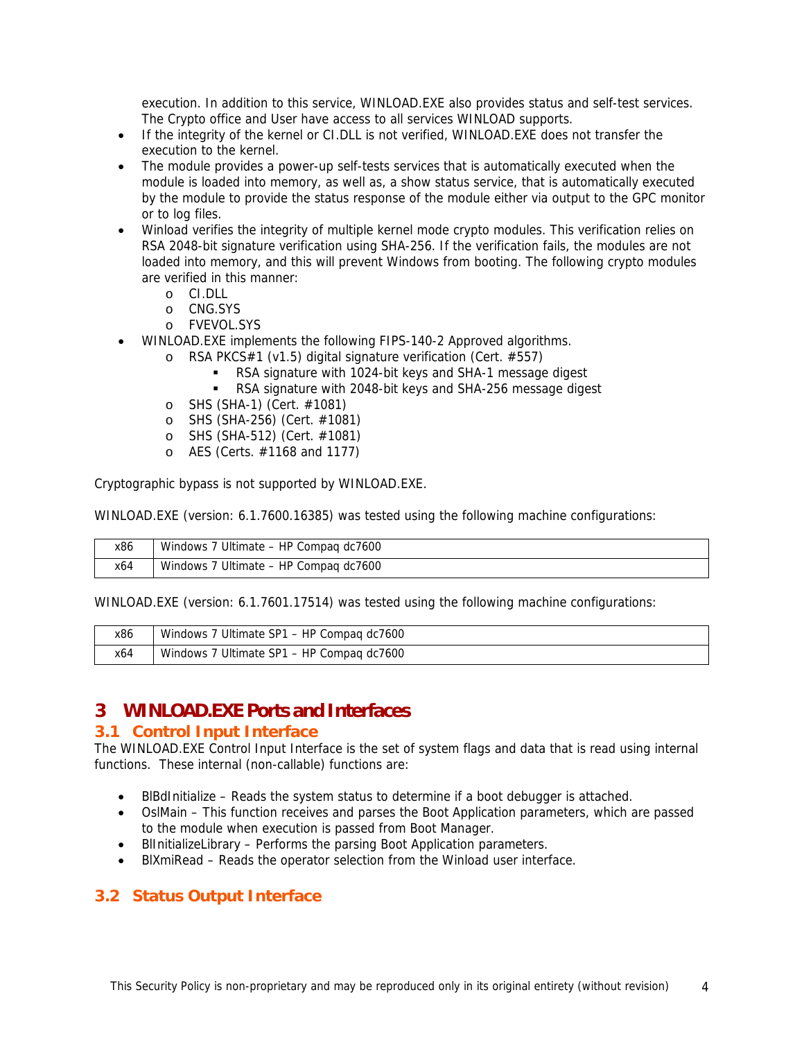execution. In addition to this service, WINLOAD.EXE also provides status and self-test services. The Crypto office and User have access to all services WINLOAD supports.

- If the integrity of the kernel or CI.DLL is not verified, WINLOAD.EXE does not transfer the execution to the kernel.
- The module provides a power-up self-tests services that is automatically executed when the module is loaded into memory, as well as, a show status service, that is automatically executed by the module to provide the status response of the module either via output to the GPC monitor or to log files.
- Winload verifies the integrity of multiple kernel mode crypto modules. This verification relies on RSA 2048-bit signature verification using SHA-256. If the verification fails, the modules are not loaded into memory, and this will prevent Windows from booting. The following crypto modules are verified in this manner:
  - CI.DLL
  - CNG.SYS
  - FVEVOL.SYS
- WINLOAD.EXE implements the following FIPS-140-2 Approved algorithms.
  - RSA PKCS#1 (v1.5) digital signature verification (Cert. #557)
    - RSA signature with 1024-bit keys and SHA-1 message digest
    - RSA signature with 2048-bit keys and SHA-256 message digest
  - SHS (SHA-1) (Cert. #1081)
  - SHS (SHA-256) (Cert. #1081)
  - SHS (SHA-512) (Cert. #1081)
  - AES (Certs. #1168 and 1177)

Cryptographic bypass is not supported by WINLOAD.EXE.

WINLOAD.EXE (version: 6.1.7600.16385) was tested using the following machine configurations:

| | |
|---|---|
| x86 | Windows 7 Ultimate – HP Compaq dc7600 |
| x64 | Windows 7 Ultimate – HP Compaq dc7600 |

WINLOAD.EXE (version: 6.1.7601.17514) was tested using the following machine configurations:

| | |
|---|---|
| x86 | Windows 7 Ultimate SP1 – HP Compaq dc7600 |
| x64 | Windows 7 Ultimate SP1 – HP Compaq dc7600 |

# 3 WINLOAD.EXE Ports and Interfaces

## 3.1 Control Input Interface

The WINLOAD.EXE Control Input Interface is the set of system flags and data that is read using internal functions. These internal (non-callable) functions are:

- BlBdInitialize – Reads the system status to determine if a boot debugger is attached.
- OslMain – This function receives and parses the Boot Application parameters, which are passed to the module when execution is passed from Boot Manager.
- BlInitializeLibrary – Performs the parsing Boot Application parameters.
- BlXmiRead – Reads the operator selection from the Winload user interface.

## 3.2 Status Output Interface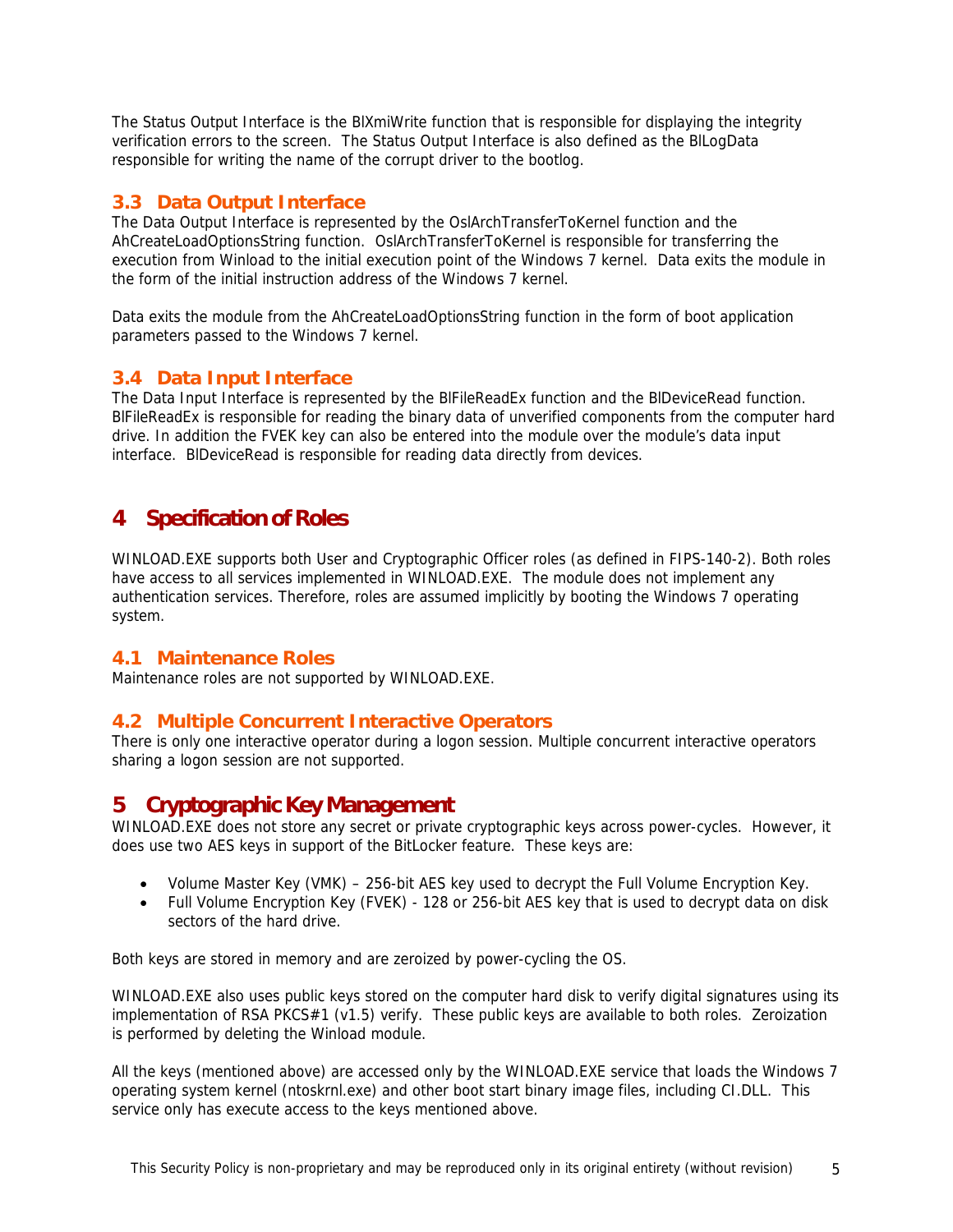The Status Output Interface is the BlXmiWrite function that is responsible for displaying the integrity verification errors to the screen. The Status Output Interface is also defined as the BlLogData responsible for writing the name of the corrupt driver to the bootlog.

## 3.3 Data Output Interface

The Data Output Interface is represented by the OslArchTransferToKernel function and the AhCreateLoadOptionsString function. OslArchTransferToKernel is responsible for transferring the execution from Winload to the initial execution point of the Windows 7 kernel. Data exits the module in the form of the initial instruction address of the Windows 7 kernel.

Data exits the module from the AhCreateLoadOptionsString function in the form of boot application parameters passed to the Windows 7 kernel.

## 3.4 Data Input Interface

The Data Input Interface is represented by the BlFileReadEx function and the BlDeviceRead function. BlFileReadEx is responsible for reading the binary data of unverified components from the computer hard drive. In addition the FVEK key can also be entered into the module over the module's data input interface. BlDeviceRead is responsible for reading data directly from devices.

# 4 Specification of Roles

WINLOAD.EXE supports both User and Cryptographic Officer roles (as defined in FIPS-140-2). Both roles have access to all services implemented in WINLOAD.EXE. The module does not implement any authentication services. Therefore, roles are assumed implicitly by booting the Windows 7 operating system.

## 4.1 Maintenance Roles

Maintenance roles are not supported by WINLOAD.EXE.

## 4.2 Multiple Concurrent Interactive Operators

There is only one interactive operator during a logon session. Multiple concurrent interactive operators sharing a logon session are not supported.

# 5 Cryptographic Key Management

WINLOAD.EXE does not store any secret or private cryptographic keys across power-cycles. However, it does use two AES keys in support of the BitLocker feature. These keys are:

- Volume Master Key (VMK) – 256-bit AES key used to decrypt the Full Volume Encryption Key.
- Full Volume Encryption Key (FVEK) - 128 or 256-bit AES key that is used to decrypt data on disk sectors of the hard drive.

Both keys are stored in memory and are zeroized by power-cycling the OS.

WINLOAD.EXE also uses public keys stored on the computer hard disk to verify digital signatures using its implementation of RSA PKCS#1 (v1.5) verify. These public keys are available to both roles. Zeroization is performed by deleting the Winload module.

All the keys (mentioned above) are accessed only by the WINLOAD.EXE service that loads the Windows 7 operating system kernel (ntoskrnl.exe) and other boot start binary image files, including CI.DLL. This service only has execute access to the keys mentioned above.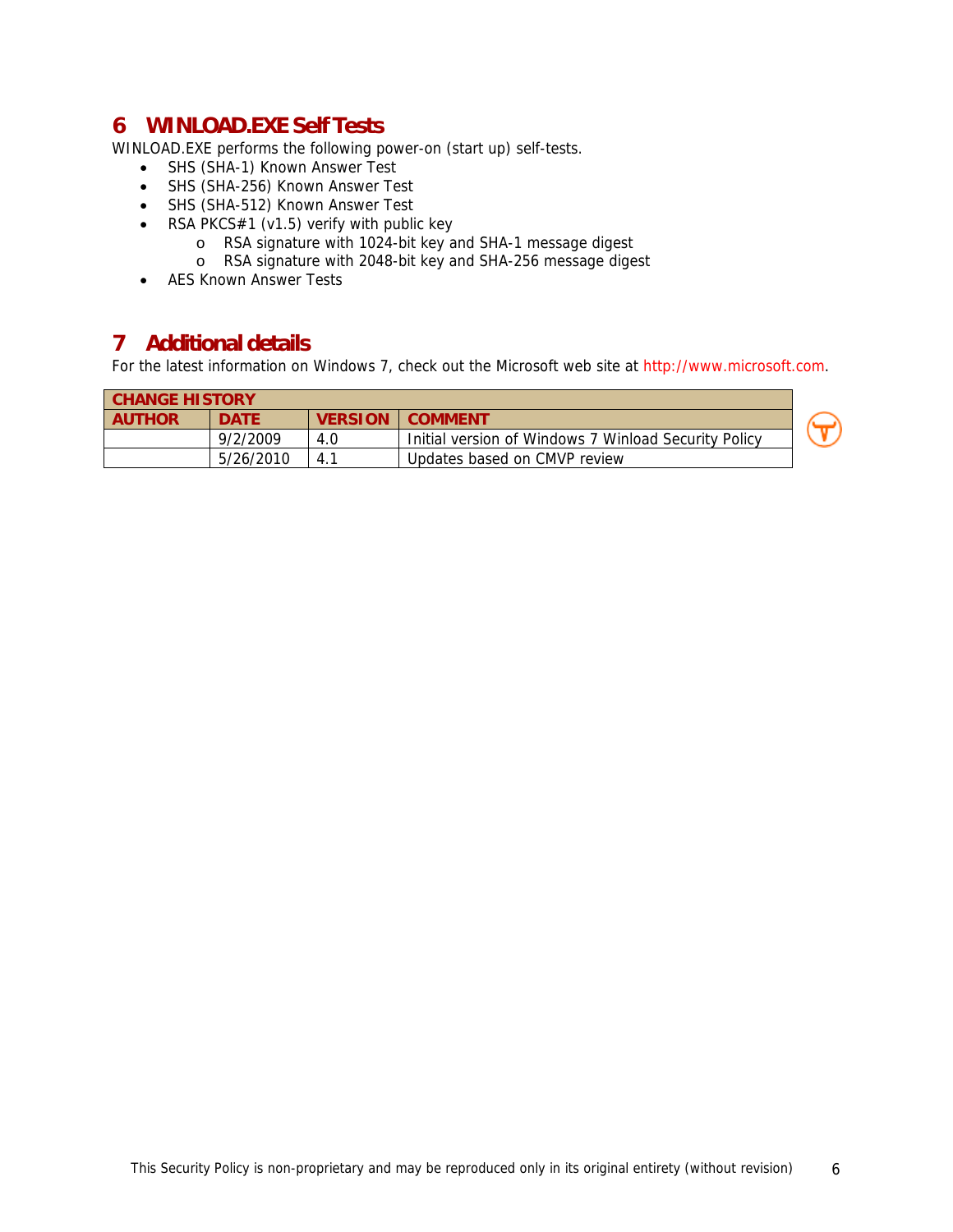# 6 WINLOAD.EXE Self Tests

WINLOAD.EXE performs the following power-on (start up) self-tests.

- SHS (SHA-1) Known Answer Test
- SHS (SHA-256) Known Answer Test
- SHS (SHA-512) Known Answer Test
- RSA PKCS#1 (v1.5) verify with public key
  - RSA signature with 1024-bit key and SHA-1 message digest
  - RSA signature with 2048-bit key and SHA-256 message digest
- AES Known Answer Tests

# 7 Additional details

For the latest information on Windows 7, check out the Microsoft web site at http://www.microsoft.com.

| CHANGE HISTORY | | | |
|---|---|---|---|
| **AUTHOR** | **DATE** | **VERSION** | **COMMENT** |
| | 9/2/2009 | 4.0 | Initial version of Windows 7 Winload Security Policy |
| | 5/26/2010 | 4.1 | Updates based on CMVP review |

This Security Policy is non-proprietary and may be reproduced only in its original entirety (without revision)